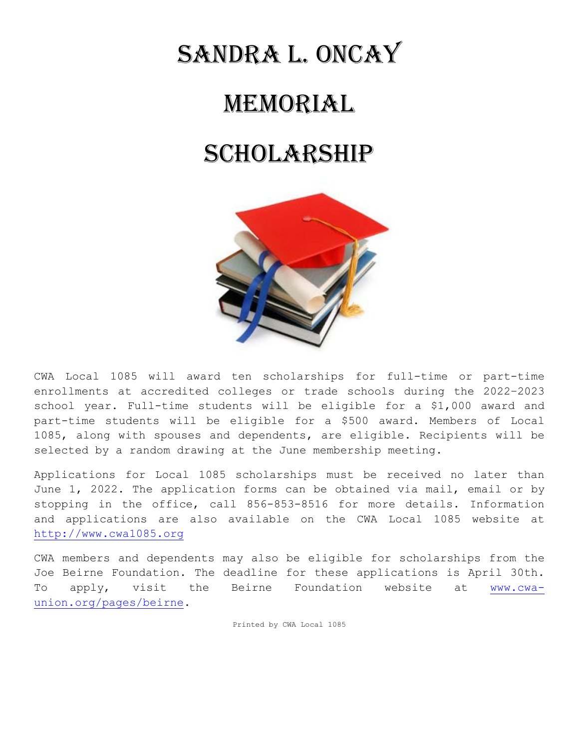# Sandra L. Oncay Memorial Scholarship

CWA Local 1085 will award ten scholarships for full-time or part-time enrollments at accredited colleges or trade schools during the 2022-2023 school year. Full-time students will be eligible for a $1,000 award and part-time students will be eligible for a $500 award. Members of Local 1085, along with spouses and dependents, are eligible. Recipients will be selected by a random drawing at the June membership meeting.

Applications for Local 1085 scholarships must be received no later than June 1, 2022. The application forms can be obtained via mail, email or by stopping in the office, call 856-853-8516 for more details. Information and applications are also available on the CWA Local 1085 website at [http://www.cwa1085.org](http://www.cwa1085.org)

CWA members and dependents may also be eligible for scholarships from the Joe Beirne Foundation. The deadline for these applications is April 30th. To apply, visit the Beirne Foundation website at [www.cwa-union.org/pages/beirne](http://www.cwa-union.org/pages/beirne).

Printed by CWA Local 1085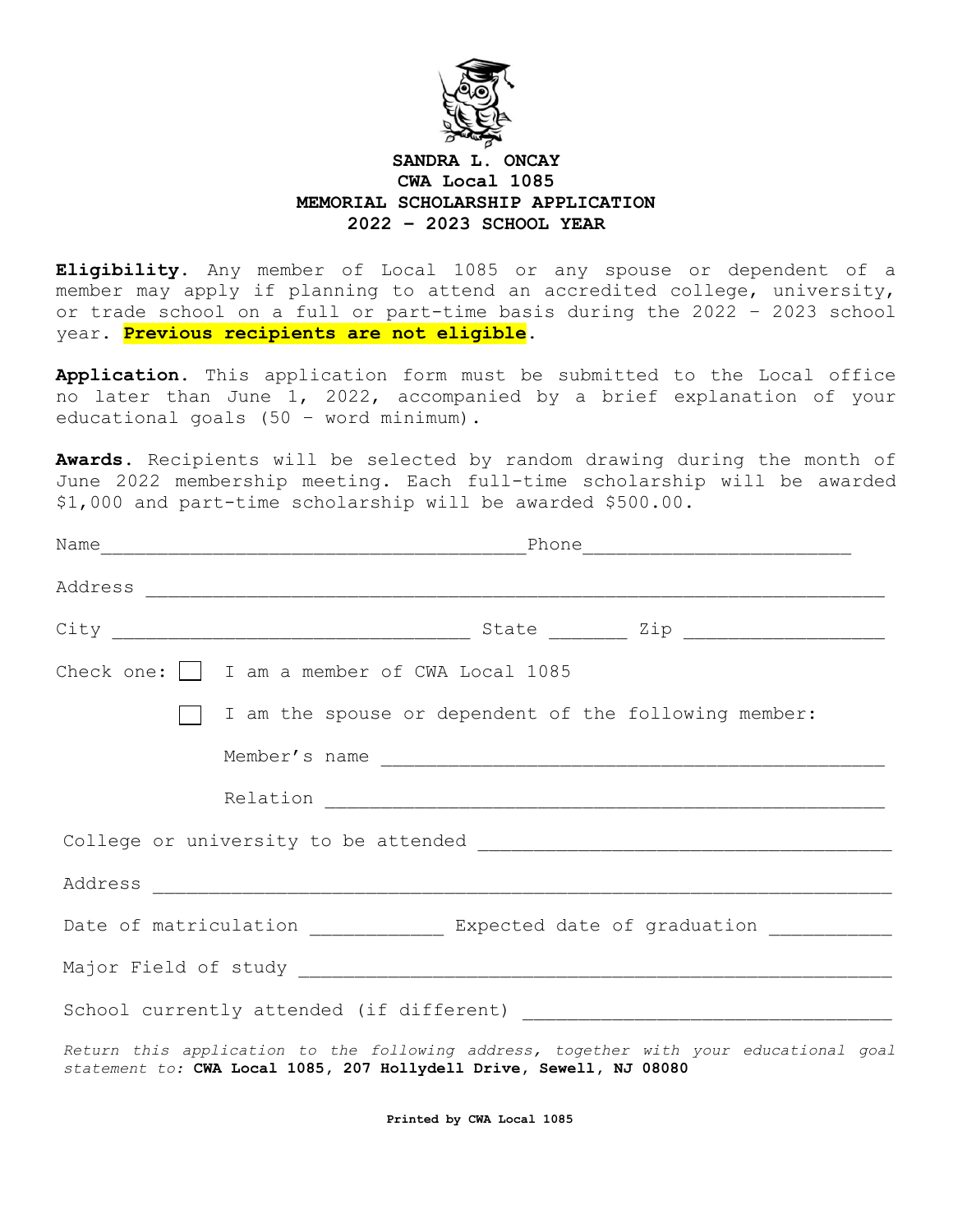**SANDRA L. ONCAY**
**CWA Local 1085**
**MEMORIAL SCHOLARSHIP APPLICATION**
**2022 – 2023 SCHOOL YEAR**

**Eligibility.** Any member of Local 1085 or any spouse or dependent of a member may apply if planning to attend an accredited college, university, or trade school on a full or part-time basis during the 2022 – 2023 school year. **Previous recipients are not eligible**.

**Application.** This application form must be submitted to the Local office no later than June 1, 2022, accompanied by a brief explanation of your educational goals (50 – word minimum).

**Awards.** Recipients will be selected by random drawing during the month of June 2022 membership meeting. Each full-time scholarship will be awarded $1,000 and part-time scholarship will be awarded $500.00.

Name_______________________________________Phone________________________

Address __________________________________________________________________

City ________________________________ State _______ Zip _________________

Check one: ☐ I am a member of CWA Local 1085

☐ I am the spouse or dependent of the following member:

Member's name ____________________________________________

Relation _________________________________________________

College or university to be attended _____________________________________

Address __________________________________________________________________

Date of matriculation ____________ Expected date of graduation ___________

Major Field of study _____________________________________________________

School currently attended (if different) _________________________________

*Return this application to the following address, together with your educational goal statement to:* **CWA Local 1085, 207 Hollydell Drive, Sewell, NJ 08080**

**Printed by CWA Local 1085**